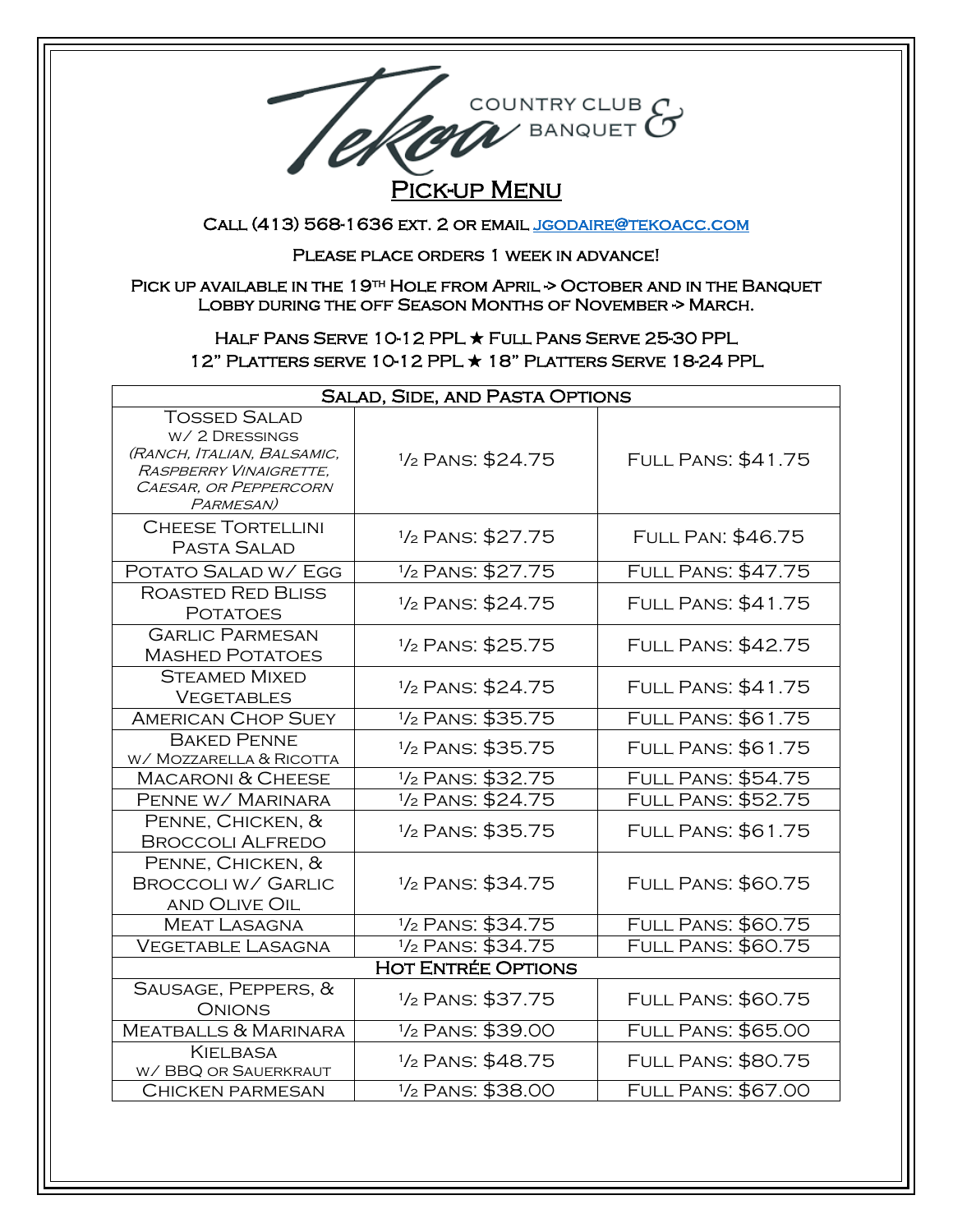Tekoa Country Club & Banquet

# Pick-up Menu

**Call (413) 568-1636 ext. 2 or email [jgodaire@tekoacc.com](mailto:jgodaire@tekoacc.com)**

**Please place orders 1 week in advance!**

Pick up available in the 19th Hole from April -> October and in the Banquet Lobby during the off Season Months of November -> March.

Half Pans Serve 10-12 PPL ★ Full Pans Serve 25-30 PPL
12" Platters serve 10-12 PPL ★ 18" Platters Serve 18-24 PPL

| Salad, Side, and Pasta Options | | |
|---|---|---|
| Tossed Salad w/ 2 Dressings *(Ranch, Italian, Balsamic, Raspberry Vinaigrette, Caesar, or Peppercorn Parmesan)* | ½ Pans: $24.75 | Full Pans: $41.75 |
| Cheese Tortellini Pasta Salad | ½ Pans: $27.75 | Full Pan: $46.75 |
| Potato Salad w/ Egg | ½ Pans: $27.75 | Full Pans: $47.75 |
| Roasted Red Bliss Potatoes | ½ Pans: $24.75 | Full Pans: $41.75 |
| Garlic Parmesan Mashed Potatoes | ½ Pans: $25.75 | Full Pans: $42.75 |
| Steamed Mixed Vegetables | ½ Pans: $24.75 | Full Pans: $41.75 |
| American Chop Suey | ½ Pans: $35.75 | Full Pans: $61.75 |
| Baked Penne w/ Mozzarella & Ricotta | ½ Pans: $35.75 | Full Pans: $61.75 |
| Macaroni & Cheese | ½ Pans: $32.75 | Full Pans: $54.75 |
| Penne w/ Marinara | ½ Pans: $24.75 | Full Pans: $52.75 |
| Penne, Chicken, & Broccoli Alfredo | ½ Pans: $35.75 | Full Pans: $61.75 |
| Penne, Chicken, & Broccoli w/ Garlic and Olive Oil | ½ Pans: $34.75 | Full Pans: $60.75 |
| Meat Lasagna | ½ Pans: $34.75 | Full Pans: $60.75 |
| Vegetable Lasagna | ½ Pans: $34.75 | Full Pans: $60.75 |
| **Hot Entrée Options** | | |
| Sausage, Peppers, & Onions | ½ Pans: $37.75 | Full Pans: $60.75 |
| Meatballs & Marinara | ½ Pans: $39.00 | Full Pans: $65.00 |
| Kielbasa w/ BBQ or Sauerkraut | ½ Pans: $48.75 | Full Pans: $80.75 |
| Chicken Parmesan | ½ Pans: $38.00 | Full Pans: $67.00 |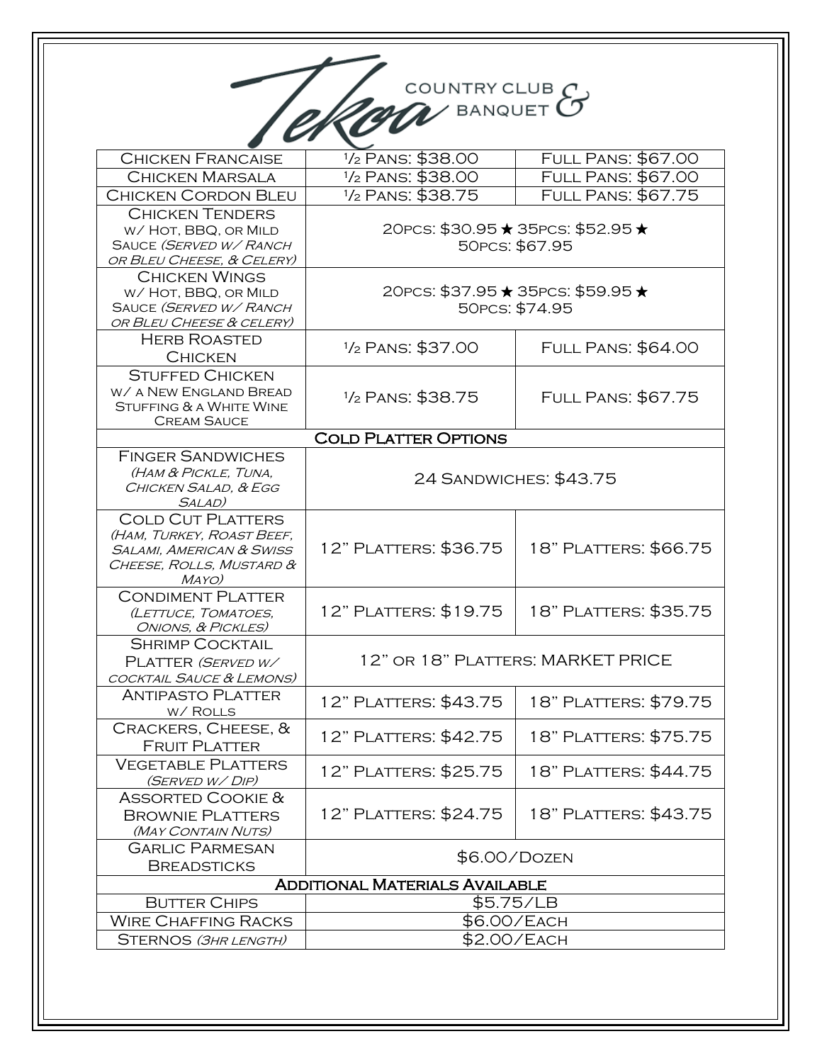# Tekoa Country Club & Banquet

| | | |
|---|---|---|
| Chicken Francaise | ½ Pans: $38.00 | Full Pans: $67.00 |
| Chicken Marsala | ½ Pans: $38.00 | Full Pans: $67.00 |
| Chicken Cordon Bleu | ½ Pans: $38.75 | Full Pans: $67.75 |
| Chicken Tenders w/ Hot, BBQ, or Mild Sauce *(Served w/ Ranch or Bleu Cheese, & Celery)* | 20pcs: $30.95 ★ 35pcs: $52.95 ★ 50pcs: $67.95 | |
| Chicken Wings w/ Hot, BBQ, or Mild Sauce *(Served w/ Ranch or Bleu Cheese & celery)* | 20pcs: $37.95 ★ 35pcs: $59.95 ★ 50pcs: $74.95 | |
| Herb Roasted Chicken | ½ Pans: $37.00 | Full Pans: $64.00 |
| Stuffed Chicken w/ a New England Bread Stuffing & a White Wine Cream Sauce | ½ Pans: $38.75 | Full Pans: $67.75 |
| **Cold Platter Options** | | |
| Finger Sandwiches *(Ham & Pickle, Tuna, Chicken Salad, & Egg Salad)* | 24 Sandwiches: $43.75 | |
| Cold Cut Platters *(Ham, Turkey, Roast Beef, Salami, American & Swiss Cheese, Rolls, Mustard & Mayo)* | 12" Platters: $36.75 | 18" Platters: $66.75 |
| Condiment Platter *(Lettuce, Tomatoes, Onions, & Pickles)* | 12" Platters: $19.75 | 18" Platters: $35.75 |
| Shrimp Cocktail Platter *(Served w/ cocktail Sauce & Lemons)* | 12" or 18" Platters: MARKET PRICE | |
| Antipasto Platter w/ Rolls | 12" Platters: $43.75 | 18" Platters: $79.75 |
| Crackers, Cheese, & Fruit Platter | 12" Platters: $42.75 | 18" Platters: $75.75 |
| Vegetable Platters *(Served w/ Dip)* | 12" Platters: $25.75 | 18" Platters: $44.75 |
| Assorted Cookie & Brownie Platters *(May Contain Nuts)* | 12" Platters: $24.75 | 18" Platters: $43.75 |
| Garlic Parmesan Breadsticks | $6.00/Dozen | |
| **Additional Materials Available** | | |
| Butter Chips | $5.75/LB | |
| Wire Chaffing Racks | $6.00/Each | |
| Sternos *(3hr length)* | $2.00/Each | |